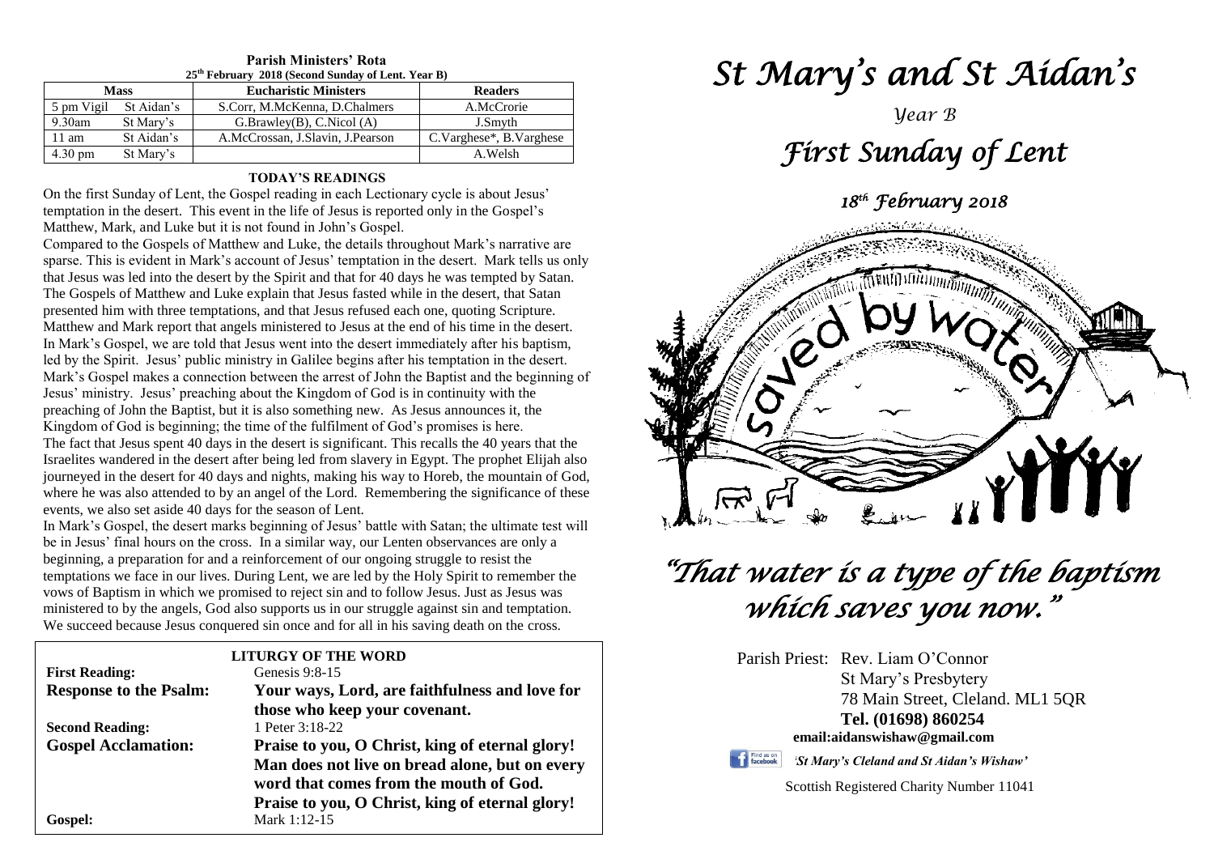**Parish Ministers' Rota**
**25th February 2018 (Second Sunday of Lent. Year B)**

| Mass | | Eucharistic Ministers | Readers |
|---|---|---|---|
| 5 pm Vigil | St Aidan's | S.Corr, M.McKenna, D.Chalmers | A.McCrorie |
| 9.30am | St Mary's | G.Brawley(B), C.Nicol (A) | J.Smyth |
| 11 am | St Aidan's | A.McCrossan, J.Slavin, J.Pearson | C.Varghese*, B.Varghese |
| 4.30 pm | St Mary's | | A.Welsh |

**TODAY'S READINGS**

On the first Sunday of Lent, the Gospel reading in each Lectionary cycle is about Jesus' temptation in the desert. This event in the life of Jesus is reported only in the Gospel's Matthew, Mark, and Luke but it is not found in John's Gospel.

Compared to the Gospels of Matthew and Luke, the details throughout Mark's narrative are sparse. This is evident in Mark's account of Jesus' temptation in the desert. Mark tells us only that Jesus was led into the desert by the Spirit and that for 40 days he was tempted by Satan. The Gospels of Matthew and Luke explain that Jesus fasted while in the desert, that Satan presented him with three temptations, and that Jesus refused each one, quoting Scripture. Matthew and Mark report that angels ministered to Jesus at the end of his time in the desert. In Mark's Gospel, we are told that Jesus went into the desert immediately after his baptism, led by the Spirit. Jesus' public ministry in Galilee begins after his temptation in the desert. Mark's Gospel makes a connection between the arrest of John the Baptist and the beginning of Jesus' ministry. Jesus' preaching about the Kingdom of God is in continuity with the preaching of John the Baptist, but it is also something new. As Jesus announces it, the Kingdom of God is beginning; the time of the fulfilment of God's promises is here.

The fact that Jesus spent 40 days in the desert is significant. This recalls the 40 years that the Israelites wandered in the desert after being led from slavery in Egypt. The prophet Elijah also journeyed in the desert for 40 days and nights, making his way to Horeb, the mountain of God, where he was also attended to by an angel of the Lord. Remembering the significance of these events, we also set aside 40 days for the season of Lent.

In Mark's Gospel, the desert marks beginning of Jesus' battle with Satan; the ultimate test will be in Jesus' final hours on the cross. In a similar way, our Lenten observances are only a beginning, a preparation for and a reinforcement of our ongoing struggle to resist the temptations we face in our lives. During Lent, we are led by the Holy Spirit to remember the vows of Baptism in which we promised to reject sin and to follow Jesus. Just as Jesus was ministered to by the angels, God also supports us in our struggle against sin and temptation. We succeed because Jesus conquered sin once and for all in his saving death on the cross.

**LITURGY OF THE WORD**

**First Reading:** Genesis 9:8-15
**Response to the Psalm:** **Your ways, Lord, are faithfulness and love for those who keep your covenant.**
**Second Reading:** 1 Peter 3:18-22
**Gospel Acclamation:** **Praise to you, O Christ, king of eternal glory! Man does not live on bread alone, but on every word that comes from the mouth of God. Praise to you, O Christ, king of eternal glory!**
**Gospel:** Mark 1:12-15

# *St Mary's and St Aidan's*

*Year B*

## *First Sunday of Lent*

*18th February 2018*

*"That water is a type of the baptism which saves you now."*

Parish Priest: Rev. Liam O'Connor
St Mary's Presbytery
78 Main Street, Cleland. ML1 5QR
**Tel. (01698) 860254**
**email:aidanswishaw@gmail.com**

*'St Mary's Cleland and St Aidan's Wishaw'*

Scottish Registered Charity Number 11041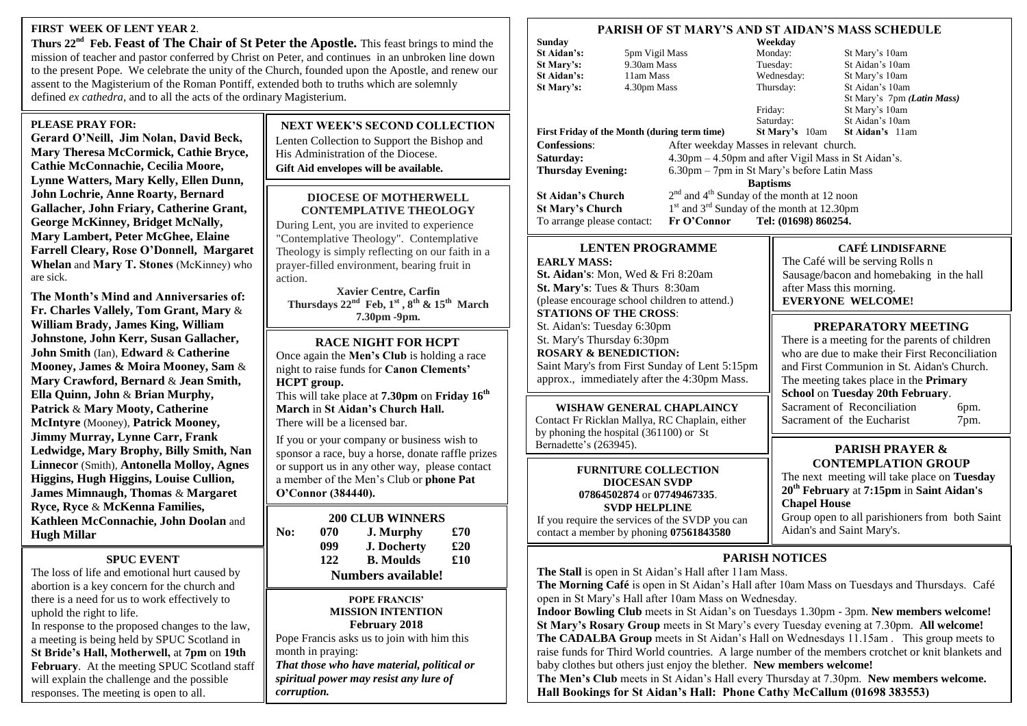**FIRST WEEK OF LENT YEAR 2**.

**Thurs 22nd Feb. Feast of The Chair of St Peter the Apostle.** This feast brings to mind the mission of teacher and pastor conferred by Christ on Peter, and continues in an unbroken line down to the present Pope. We celebrate the unity of the Church, founded upon the Apostle, and renew our assent to the Magisterium of the Roman Pontiff, extended both to truths which are solemnly defined *ex cathedra*, and to all the acts of the ordinary Magisterium.

### PLEASE PRAY FOR:

**Gerard O'Neill, Jim Nolan, David Beck, Mary Theresa McCormick, Cathie Bryce, Cathie McConnachie, Cecilia Moore, Lynne Watters, Mary Kelly, Ellen Dunn, John Lochrie, Anne Roarty, Bernard Gallacher, John Friary, Catherine Grant, George McKinney, Bridget McNally, Mary Lambert, Peter McGhee, Elaine Farrell Cleary, Rose O'Donnell, Margaret Whelan** and **Mary T. Stones** (McKinney) who are sick.

**The Month's Mind and Anniversaries of: Fr. Charles Vallely, Tom Grant, Mary** & **William Brady, James King, William Johnstone, John Kerr, Susan Gallacher, John Smith** (Ian), **Edward** & **Catherine Mooney, James & Moira Mooney, Sam** & **Mary Crawford, Bernard** & **Jean Smith, Ella Quinn, John** & **Brian Murphy, Patrick** & **Mary Mooty, Catherine McIntyre** (Mooney), **Patrick Mooney, Jimmy Murray, Lynne Carr, Frank Ledwidge, Mary Brophy, Billy Smith, Nan Linnecor** (Smith), **Antonella Molloy, Agnes Higgins, Hugh Higgins, Louise Cullion, James Mimnaugh, Thomas** & **Margaret Ryce, Ryce** & **McKenna Families, Kathleen McConnachie, John Doolan** and **Hugh Millar**

### SPUC EVENT

The loss of life and emotional hurt caused by abortion is a key concern for the church and there is a need for us to work effectively to uphold the right to life.

In response to the proposed changes to the law, a meeting is being held by SPUC Scotland in **St Bride's Hall, Motherwell,** at **7pm** on **19th February**. At the meeting SPUC Scotland staff will explain the challenge and the possible responses. The meeting is open to all.

### NEXT WEEK'S SECOND COLLECTION

Lenten Collection to Support the Bishop and His Administration of the Diocese.
**Gift Aid envelopes will be available.**

### DIOCESE OF MOTHERWELL CONTEMPLATIVE THEOLOGY

During Lent, you are invited to experience "Contemplative Theology". Contemplative Theology is simply reflecting on our faith in a prayer-filled environment, bearing fruit in action.

**Xavier Centre, Carfin**
**Thursdays 22nd Feb, 1st, 8th & 15th March 7.30pm -9pm.**

### RACE NIGHT FOR HCPT

Once again the **Men's Club** is holding a race night to raise funds for **Canon Clements' HCPT group.**

This will take place at **7.30pm** on **Friday 16th March** in **St Aidan's Church Hall.**
There will be a licensed bar.

If you or your company or business wish to sponsor a race, buy a horse, donate raffle prizes or support us in any other way, please contact a member of the Men's Club or **phone Pat O'Connor (384440).**

### 200 CLUB WINNERS

| No: | | | |
|---|---|---|---|
| | 070 | J. Murphy | £70 |
| | 099 | J. Docherty | £20 |
| | 122 | B. Moulds | £10 |

**Numbers available!**

### POPE FRANCIS' MISSION INTENTION February 2018

Pope Francis asks us to join with him this month in praying:

***That those who have material, political or spiritual power may resist any lure of corruption.***

### PARISH OF ST MARY'S AND ST AIDAN'S MASS SCHEDULE

| Sunday | | Weekday | |
|---|---|---|---|
| St Aidan's: | 5pm Vigil Mass | Monday: | St Mary's 10am |
| St Mary's: | 9.30am Mass | Tuesday: | St Aidan's 10am |
| St Aidan's: | 11am Mass | Wednesday: | St Mary's 10am |
| St Mary's: | 4.30pm Mass | Thursday: | St Aidan's 10am |
| | | | St Mary's 7pm *(Latin Mass)* |
| | | Friday: | St Mary's 10am |
| | | Saturday: | St Aidan's 10am |
| First Friday of the Month (during term time) | | St Mary's 10am | St Aidan's 11am |

**Confessions**: After weekday Masses in relevant church.
**Saturday:** 4.30pm – 4.50pm and after Vigil Mass in St Aidan's.
**Thursday Evening:** 6.30pm – 7pm in St Mary's before Latin Mass

**Baptisms**

**St Aidan's Church** 2nd and 4th Sunday of the month at 12 noon
**St Mary's Church** 1st and 3rd Sunday of the month at 12.30pm
To arrange please contact: **Fr O'Connor Tel: (01698) 860254.**

### LENTEN PROGRAMME

**EARLY MASS:**
**St. Aidan's**: Mon, Wed & Fri 8:20am
**St. Mary's**: Tues & Thurs 8:30am
(please encourage school children to attend.)
**STATIONS OF THE CROSS**:
St. Aidan's: Tuesday 6:30pm
St. Mary's Thursday 6:30pm
**ROSARY & BENEDICTION:**
Saint Mary's from First Sunday of Lent 5:15pm approx., immediately after the 4:30pm Mass.

### WISHAW GENERAL CHAPLAINCY

Contact Fr Ricklan Mallya, RC Chaplain, either by phoning the hospital (361100) or St Bernadette's (263945).

### FURNITURE COLLECTION DIOCESAN SVDP

**07864502874** or **07749467335**.
**SVDP HELPLINE**
If you require the services of the SVDP you can contact a member by phoning **07561843580**

### CAFÉ LINDISFARNE

The Café will be serving Rolls n Sausage/bacon and homebaking in the hall after Mass this morning.
**EVERYONE WELCOME!**

### PREPARATORY MEETING

There is a meeting for the parents of children who are due to make their First Reconciliation and First Communion in St. Aidan's Church. The meeting takes place in the **Primary School** on **Tuesday 20th February**.

Sacrament of Reconciliation 6pm.
Sacrament of the Eucharist 7pm.

### PARISH PRAYER & CONTEMPLATION GROUP

The next meeting will take place on **Tuesday 20th February** at **7:15pm** in **Saint Aidan's Chapel House**
Group open to all parishioners from both Saint Aidan's and Saint Mary's.

### PARISH NOTICES

**The Stall** is open in St Aidan's Hall after 11am Mass.

**The Morning Café** is open in St Aidan's Hall after 10am Mass on Tuesdays and Thursdays. Café open in St Mary's Hall after 10am Mass on Wednesday.

**Indoor Bowling Club** meets in St Aidan's on Tuesdays 1.30pm - 3pm. **New members welcome!**

**St Mary's Rosary Group** meets in St Mary's every Tuesday evening at 7.30pm. **All welcome!**

**The CADALBA Group** meets in St Aidan's Hall on Wednesdays 11.15am . This group meets to raise funds for Third World countries. A large number of the members crotchet or knit blankets and baby clothes but others just enjoy the blether. **New members welcome!**

**The Men's Club** meets in St Aidan's Hall every Thursday at 7.30pm. **New members welcome.**

**Hall Bookings for St Aidan's Hall: Phone Cathy McCallum (01698 383553)**